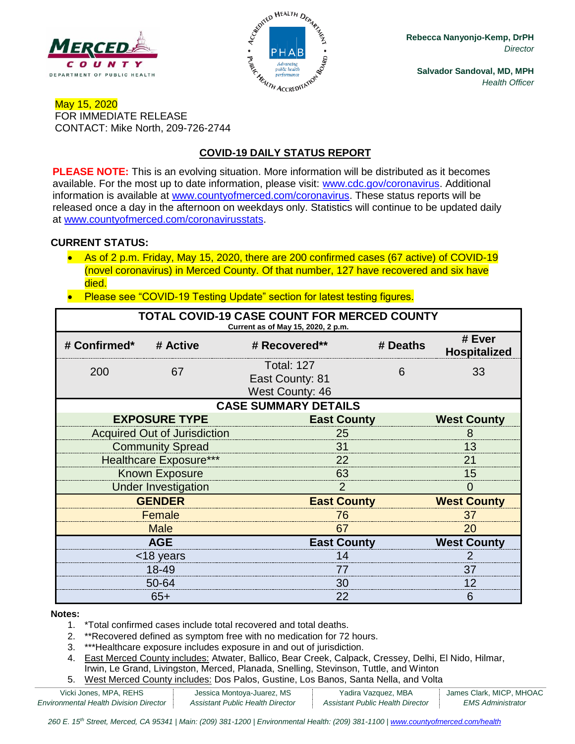Rebecca Nanyonjo-Kemp, DrPH
*Director*

Salvador Sandoval, MD, MPH
*Health Officer*

May 15, 2020
FOR IMMEDIATE RELEASE
CONTACT: Mike North, 209-726-2744

## COVID-19 DAILY STATUS REPORT

**PLEASE NOTE:** This is an evolving situation. More information will be distributed as it becomes available. For the most up to date information, please visit: www.cdc.gov/coronavirus. Additional information is available at www.countyofmerced.com/coronavirus. These status reports will be released once a day in the afternoon on weekdays only. Statistics will continue to be updated daily at www.countyofmerced.com/coronavirusstats.

**CURRENT STATUS:**

- As of 2 p.m. Friday, May 15, 2020, there are 200 confirmed cases (67 active) of COVID-19 (novel coronavirus) in Merced County. Of that number, 127 have recovered and six have died.
- Please see "COVID-19 Testing Update" section for latest testing figures.

**TOTAL COVID-19 CASE COUNT FOR MERCED COUNTY**
Current as of May 15, 2020, 2 p.m.

| # Confirmed* | # Active | # Recovered** | # Deaths | # Ever Hospitalized |
|---|---|---|---|---|
| 200 | 67 | Total: 127<br>East County: 81<br>West County: 46 | 6 | 33 |

**CASE SUMMARY DETAILS**

| EXPOSURE TYPE | East County | West County |
|---|---|---|
| Acquired Out of Jurisdiction | 25 | 8 |
| Community Spread | 31 | 13 |
| Healthcare Exposure*** | 22 | 21 |
| Known Exposure | 63 | 15 |
| Under Investigation | 2 | 0 |
| **GENDER** | **East County** | **West County** |
| Female | 76 | 37 |
| Male | 67 | 20 |
| **AGE** | **East County** | **West County** |
| <18 years | 14 | 2 |
| 18-49 | 77 | 37 |
| 50-64 | 30 | 12 |
| 65+ | 22 | 6 |

**Notes:**

1. *Total confirmed cases include total recovered and total deaths.
2. **Recovered defined as symptom free with no medication for 72 hours.
3. ***Healthcare exposure includes exposure in and out of jurisdiction.
4. East Merced County includes: Atwater, Ballico, Bear Creek, Calpack, Cressey, Delhi, El Nido, Hilmar, Irwin, Le Grand, Livingston, Merced, Planada, Snelling, Stevinson, Tuttle, and Winton
5. West Merced County includes: Dos Palos, Gustine, Los Banos, Santa Nella, and Volta

Vicki Jones, MPA, REHS, *Environmental Health Division Director* | Jessica Montoya-Juarez, MS, *Assistant Public Health Director* | Yadira Vazquez, MBA, *Assistant Public Health Director* | James Clark, MICP, MHOAC, *EMS Administrator*

260 E. 15th Street, Merced, CA 95341 | Main: (209) 381-1200 | Environmental Health: (209) 381-1100 | www.countyofmerced.com/health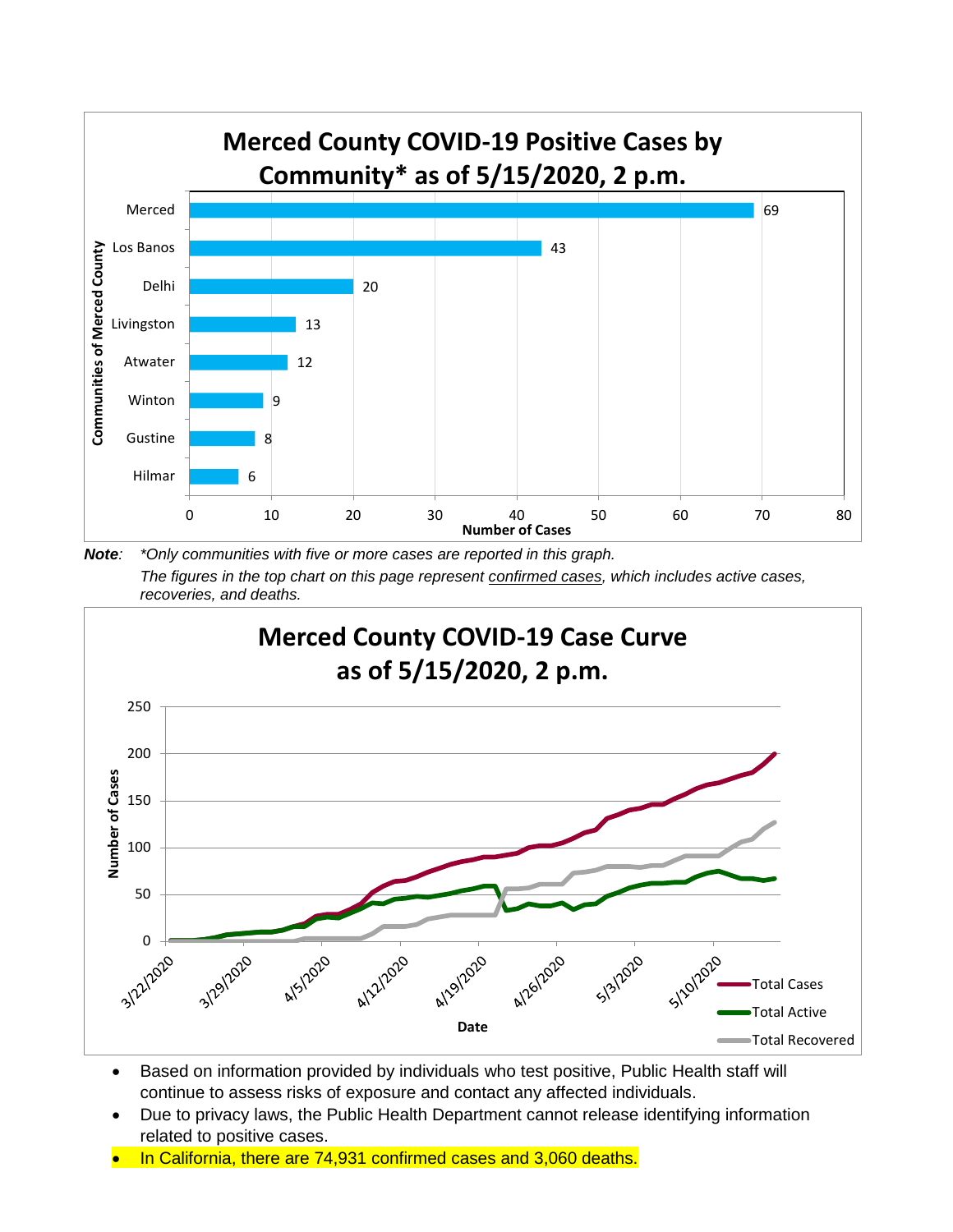## Merced County COVID-19 Positive Cases by Community* as of 5/15/2020, 2 p.m.

| Communities of Merced County | Number of Cases |
|---|---|
| Merced | 69 |
| Los Banos | 43 |
| Delhi | 20 |
| Livingston | 13 |
| Atwater | 12 |
| Winton | 9 |
| Gustine | 8 |
| Hilmar | 6 |

***Note**: \*Only communities with five or more cases are reported in this graph.*
*The figures in the top chart on this page represent confirmed cases, which includes active cases, recoveries, and deaths.*

## Merced County COVID-19 Case Curve as of 5/15/2020, 2 p.m.

Number of Cases: 0, 50, 100, 150, 200, 250

Date: 3/22/2020, 3/29/2020, 4/5/2020, 4/12/2020, 4/19/2020, 4/26/2020, 5/3/2020, 5/10/2020

Total Cases — Total Active — Total Recovered

- Based on information provided by individuals who test positive, Public Health staff will continue to assess risks of exposure and contact any affected individuals.
- Due to privacy laws, the Public Health Department cannot release identifying information related to positive cases.
- In California, there are 74,931 confirmed cases and 3,060 deaths.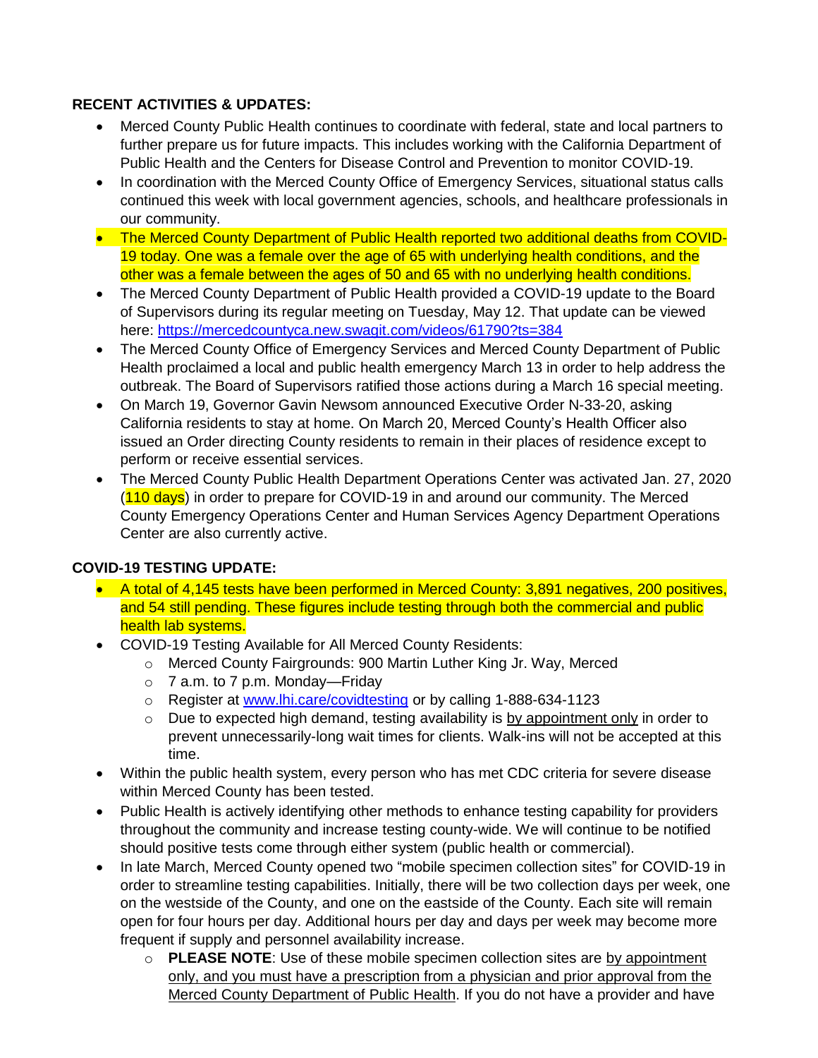**RECENT ACTIVITIES & UPDATES:**

- Merced County Public Health continues to coordinate with federal, state and local partners to further prepare us for future impacts. This includes working with the California Department of Public Health and the Centers for Disease Control and Prevention to monitor COVID-19.
- In coordination with the Merced County Office of Emergency Services, situational status calls continued this week with local government agencies, schools, and healthcare professionals in our community.
- The Merced County Department of Public Health reported two additional deaths from COVID-19 today. One was a female over the age of 65 with underlying health conditions, and the other was a female between the ages of 50 and 65 with no underlying health conditions.
- The Merced County Department of Public Health provided a COVID-19 update to the Board of Supervisors during its regular meeting on Tuesday, May 12. That update can be viewed here: [https://mercedcountyca.new.swagit.com/videos/61790?ts=384](https://mercedcountyca.new.swagit.com/videos/61790?ts=384)
- The Merced County Office of Emergency Services and Merced County Department of Public Health proclaimed a local and public health emergency March 13 in order to help address the outbreak. The Board of Supervisors ratified those actions during a March 16 special meeting.
- On March 19, Governor Gavin Newsom announced Executive Order N-33-20, asking California residents to stay at home. On March 20, Merced County's Health Officer also issued an Order directing County residents to remain in their places of residence except to perform or receive essential services.
- The Merced County Public Health Department Operations Center was activated Jan. 27, 2020 (110 days) in order to prepare for COVID-19 in and around our community. The Merced County Emergency Operations Center and Human Services Agency Department Operations Center are also currently active.

**COVID-19 TESTING UPDATE:**

- A total of 4,145 tests have been performed in Merced County: 3,891 negatives, 200 positives, and 54 still pending. These figures include testing through both the commercial and public health lab systems.
- COVID-19 Testing Available for All Merced County Residents:
  - Merced County Fairgrounds: 900 Martin Luther King Jr. Way, Merced
  - 7 a.m. to 7 p.m. Monday—Friday
  - Register at [www.lhi.care/covidtesting](http://www.lhi.care/covidtesting) or by calling 1-888-634-1123
  - Due to expected high demand, testing availability is by appointment only in order to prevent unnecessarily-long wait times for clients. Walk-ins will not be accepted at this time.
- Within the public health system, every person who has met CDC criteria for severe disease within Merced County has been tested.
- Public Health is actively identifying other methods to enhance testing capability for providers throughout the community and increase testing county-wide. We will continue to be notified should positive tests come through either system (public health or commercial).
- In late March, Merced County opened two "mobile specimen collection sites" for COVID-19 in order to streamline testing capabilities. Initially, there will be two collection days per week, one on the westside of the County, and one on the eastside of the County. Each site will remain open for four hours per day. Additional hours per day and days per week may become more frequent if supply and personnel availability increase.
  - **PLEASE NOTE**: Use of these mobile specimen collection sites are by appointment only, and you must have a prescription from a physician and prior approval from the Merced County Department of Public Health. If you do not have a provider and have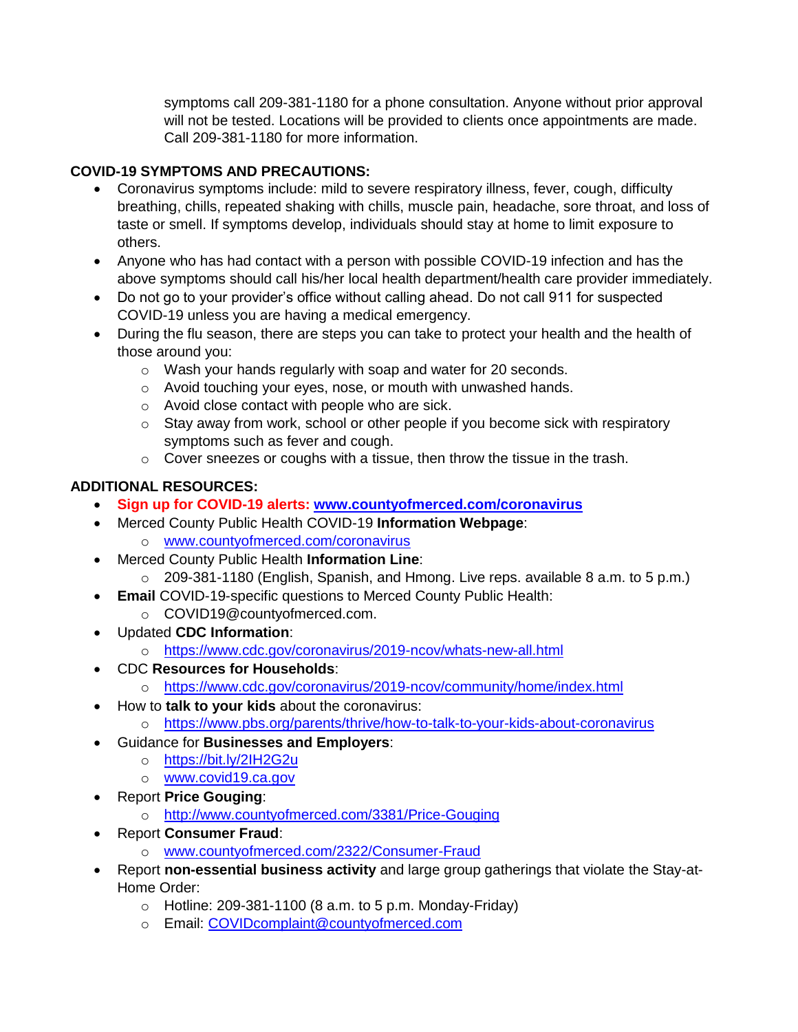symptoms call 209-381-1180 for a phone consultation. Anyone without prior approval will not be tested. Locations will be provided to clients once appointments are made. Call 209-381-1180 for more information.

**COVID-19 SYMPTOMS AND PRECAUTIONS:**

- Coronavirus symptoms include: mild to severe respiratory illness, fever, cough, difficulty breathing, chills, repeated shaking with chills, muscle pain, headache, sore throat, and loss of taste or smell. If symptoms develop, individuals should stay at home to limit exposure to others.
- Anyone who has had contact with a person with possible COVID-19 infection and has the above symptoms should call his/her local health department/health care provider immediately.
- Do not go to your provider's office without calling ahead. Do not call 911 for suspected COVID-19 unless you are having a medical emergency.
- During the flu season, there are steps you can take to protect your health and the health of those around you:
  - Wash your hands regularly with soap and water for 20 seconds.
  - Avoid touching your eyes, nose, or mouth with unwashed hands.
  - Avoid close contact with people who are sick.
  - Stay away from work, school or other people if you become sick with respiratory symptoms such as fever and cough.
  - Cover sneezes or coughs with a tissue, then throw the tissue in the trash.

**ADDITIONAL RESOURCES:**

- **Sign up for COVID-19 alerts: www.countyofmerced.com/coronavirus**
- Merced County Public Health COVID-19 **Information Webpage**:
  - www.countyofmerced.com/coronavirus
- Merced County Public Health **Information Line**:
  - 209-381-1180 (English, Spanish, and Hmong. Live reps. available 8 a.m. to 5 p.m.)
- **Email** COVID-19-specific questions to Merced County Public Health:
  - COVID19@countyofmerced.com.
- Updated **CDC Information**:
  - https://www.cdc.gov/coronavirus/2019-ncov/whats-new-all.html
- CDC **Resources for Households**:
  - https://www.cdc.gov/coronavirus/2019-ncov/community/home/index.html
- How to **talk to your kids** about the coronavirus:
  - https://www.pbs.org/parents/thrive/how-to-talk-to-your-kids-about-coronavirus
- Guidance for **Businesses and Employers**:
  - https://bit.ly/2IH2G2u
  - www.covid19.ca.gov
- Report **Price Gouging**:
  - http://www.countyofmerced.com/3381/Price-Gouging
- Report **Consumer Fraud**:
  - www.countyofmerced.com/2322/Consumer-Fraud
- Report **non-essential business activity** and large group gatherings that violate the Stay-at-Home Order:
  - Hotline: 209-381-1100 (8 a.m. to 5 p.m. Monday-Friday)
  - Email: COVIDcomplaint@countyofmerced.com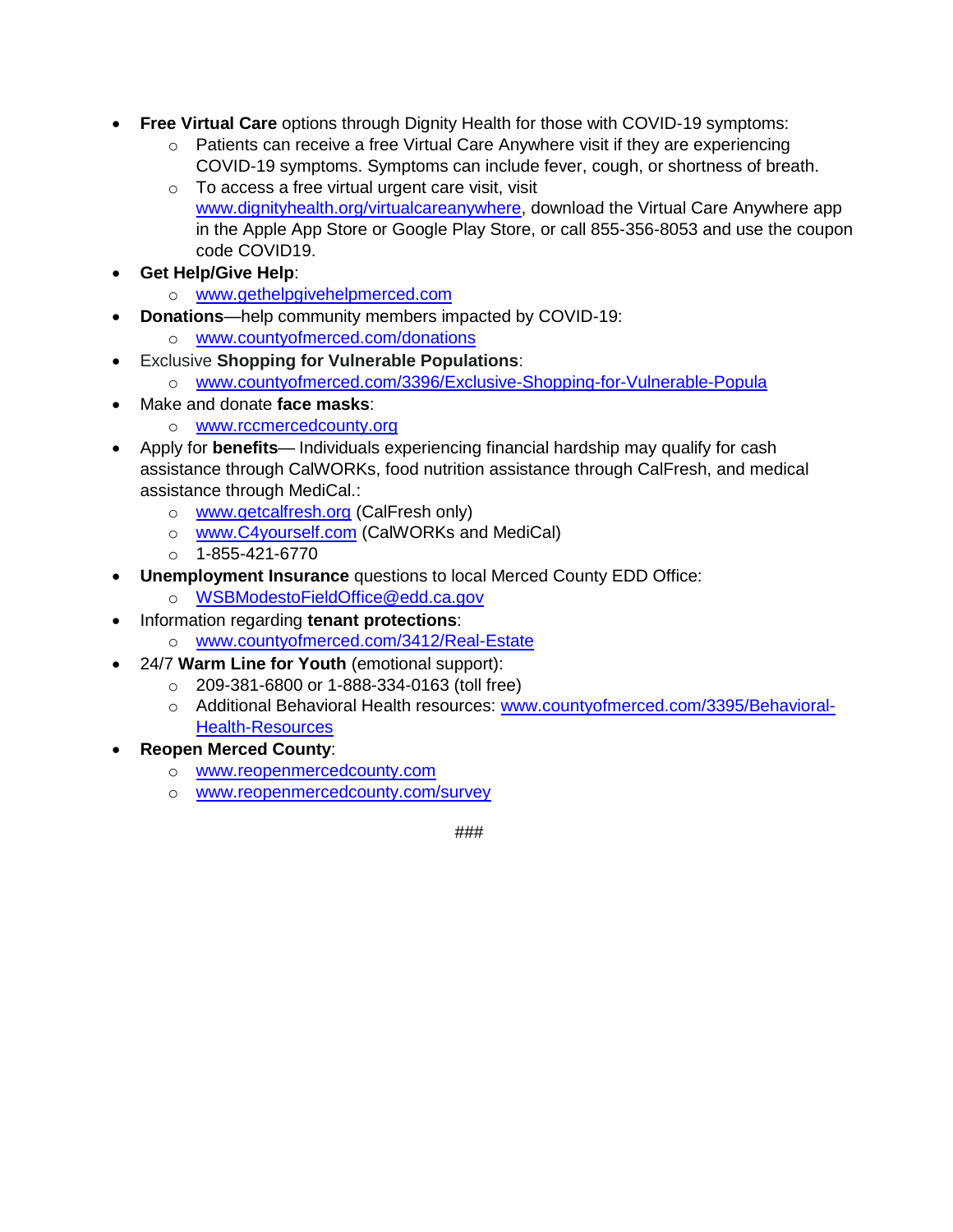- **Free Virtual Care** options through Dignity Health for those with COVID-19 symptoms:
    - Patients can receive a free Virtual Care Anywhere visit if they are experiencing COVID-19 symptoms. Symptoms can include fever, cough, or shortness of breath.
    - To access a free virtual urgent care visit, visit www.dignityhealth.org/virtualcareanywhere, download the Virtual Care Anywhere app in the Apple App Store or Google Play Store, or call 855-356-8053 and use the coupon code COVID19.
- **Get Help/Give Help**:
    - www.gethelpgivehelpmerced.com
- **Donations**—help community members impacted by COVID-19:
    - www.countyofmerced.com/donations
- Exclusive **Shopping for Vulnerable Populations**:
    - www.countyofmerced.com/3396/Exclusive-Shopping-for-Vulnerable-Popula
- Make and donate **face masks**:
    - www.rccmercedcounty.org
- Apply for **benefits**— Individuals experiencing financial hardship may qualify for cash assistance through CalWORKs, food nutrition assistance through CalFresh, and medical assistance through MediCal.:
    - www.getcalfresh.org (CalFresh only)
    - www.C4yourself.com (CalWORKs and MediCal)
    - 1-855-421-6770
- **Unemployment Insurance** questions to local Merced County EDD Office:
    - WSBModestoFieldOffice@edd.ca.gov
- Information regarding **tenant protections**:
    - www.countyofmerced.com/3412/Real-Estate
- 24/7 **Warm Line for Youth** (emotional support):
    - 209-381-6800 or 1-888-334-0163 (toll free)
    - Additional Behavioral Health resources: www.countyofmerced.com/3395/Behavioral-Health-Resources
- **Reopen Merced County**:
    - www.reopenmercedcounty.com
    - www.reopenmercedcounty.com/survey

###